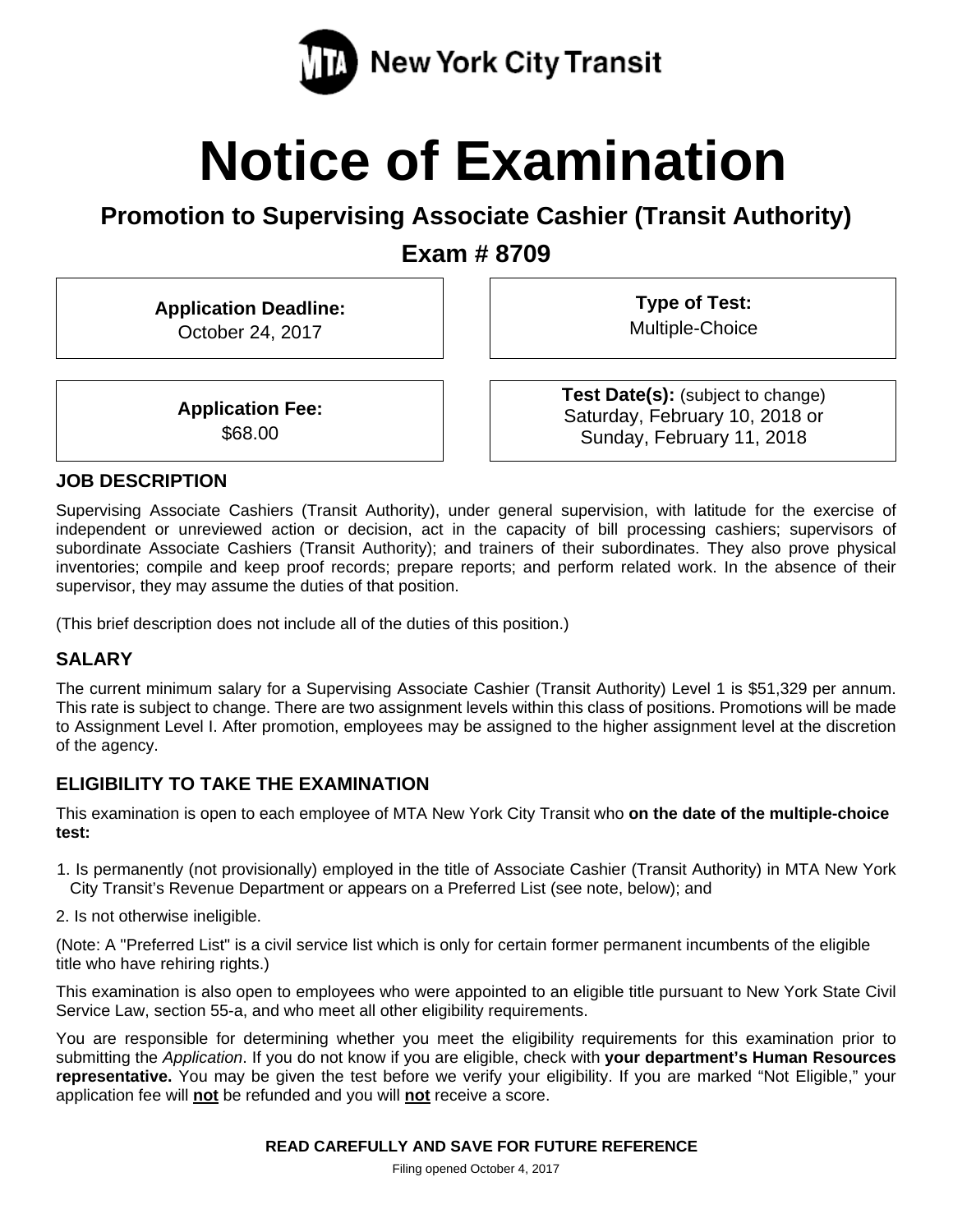New York City Transit

# Notice of Examination

## Promotion to Supervising Associate Cashier (Transit Authority)

## Exam # 8709

**Application Deadline:**
October 24, 2017

**Type of Test:**
Multiple-Choice

**Application Fee:**
$68.00

**Test Date(s):** (subject to change)
Saturday, February 10, 2018 or
Sunday, February 11, 2018

### JOB DESCRIPTION

Supervising Associate Cashiers (Transit Authority), under general supervision, with latitude for the exercise of independent or unreviewed action or decision, act in the capacity of bill processing cashiers; supervisors of subordinate Associate Cashiers (Transit Authority); and trainers of their subordinates. They also prove physical inventories; compile and keep proof records; prepare reports; and perform related work. In the absence of their supervisor, they may assume the duties of that position.

(This brief description does not include all of the duties of this position.)

### SALARY

The current minimum salary for a Supervising Associate Cashier (Transit Authority) Level 1 is $51,329 per annum. This rate is subject to change. There are two assignment levels within this class of positions. Promotions will be made to Assignment Level I. After promotion, employees may be assigned to the higher assignment level at the discretion of the agency.

### ELIGIBILITY TO TAKE THE EXAMINATION

This examination is open to each employee of MTA New York City Transit who **on the date of the multiple-choice test:**

1. Is permanently (not provisionally) employed in the title of Associate Cashier (Transit Authority) in MTA New York City Transit's Revenue Department or appears on a Preferred List (see note, below); and
2. Is not otherwise ineligible.

(Note: A "Preferred List" is a civil service list which is only for certain former permanent incumbents of the eligible title who have rehiring rights.)

This examination is also open to employees who were appointed to an eligible title pursuant to New York State Civil Service Law, section 55-a, and who meet all other eligibility requirements.

You are responsible for determining whether you meet the eligibility requirements for this examination prior to submitting the *Application*. If you do not know if you are eligible, check with **your department's Human Resources representative.** You may be given the test before we verify your eligibility. If you are marked "Not Eligible," your application fee will **not** be refunded and you will **not** receive a score.

**READ CAREFULLY AND SAVE FOR FUTURE REFERENCE**

Filing opened October 4, 2017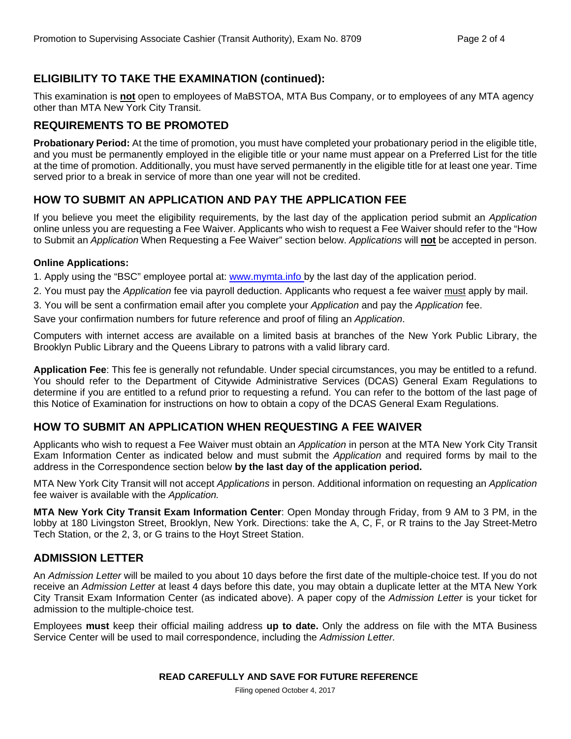## ELIGIBILITY TO TAKE THE EXAMINATION (continued):

This examination is **not** open to employees of MaBSTOA, MTA Bus Company, or to employees of any MTA agency other than MTA New York City Transit.

## REQUIREMENTS TO BE PROMOTED

**Probationary Period:** At the time of promotion, you must have completed your probationary period in the eligible title, and you must be permanently employed in the eligible title or your name must appear on a Preferred List for the title at the time of promotion. Additionally, you must have served permanently in the eligible title for at least one year. Time served prior to a break in service of more than one year will not be credited.

## HOW TO SUBMIT AN APPLICATION AND PAY THE APPLICATION FEE

If you believe you meet the eligibility requirements, by the last day of the application period submit an *Application* online unless you are requesting a Fee Waiver. Applicants who wish to request a Fee Waiver should refer to the "How to Submit an *Application* When Requesting a Fee Waiver" section below. *Applications* will **not** be accepted in person.

**Online Applications:**

1. Apply using the "BSC" employee portal at: www.mymta.info by the last day of the application period.
2. You must pay the *Application* fee via payroll deduction. Applicants who request a fee waiver must apply by mail.
3. You will be sent a confirmation email after you complete your *Application* and pay the *Application* fee.

Save your confirmation numbers for future reference and proof of filing an *Application*.

Computers with internet access are available on a limited basis at branches of the New York Public Library, the Brooklyn Public Library and the Queens Library to patrons with a valid library card.

**Application Fee**: This fee is generally not refundable. Under special circumstances, you may be entitled to a refund. You should refer to the Department of Citywide Administrative Services (DCAS) General Exam Regulations to determine if you are entitled to a refund prior to requesting a refund. You can refer to the bottom of the last page of this Notice of Examination for instructions on how to obtain a copy of the DCAS General Exam Regulations.

## HOW TO SUBMIT AN APPLICATION WHEN REQUESTING A FEE WAIVER

Applicants who wish to request a Fee Waiver must obtain an *Application* in person at the MTA New York City Transit Exam Information Center as indicated below and must submit the *Application* and required forms by mail to the address in the Correspondence section below **by the last day of the application period.**

MTA New York City Transit will not accept *Applications* in person. Additional information on requesting an *Application* fee waiver is available with the *Application.*

**MTA New York City Transit Exam Information Center**: Open Monday through Friday, from 9 AM to 3 PM, in the lobby at 180 Livingston Street, Brooklyn, New York. Directions: take the A, C, F, or R trains to the Jay Street-Metro Tech Station, or the 2, 3, or G trains to the Hoyt Street Station.

## ADMISSION LETTER

An *Admission Letter* will be mailed to you about 10 days before the first date of the multiple-choice test. If you do not receive an *Admission Letter* at least 4 days before this date, you may obtain a duplicate letter at the MTA New York City Transit Exam Information Center (as indicated above). A paper copy of the *Admission Letter* is your ticket for admission to the multiple-choice test.

Employees **must** keep their official mailing address **up to date.** Only the address on file with the MTA Business Service Center will be used to mail correspondence, including the *Admission Letter.*

**READ CAREFULLY AND SAVE FOR FUTURE REFERENCE**

Filing opened October 4, 2017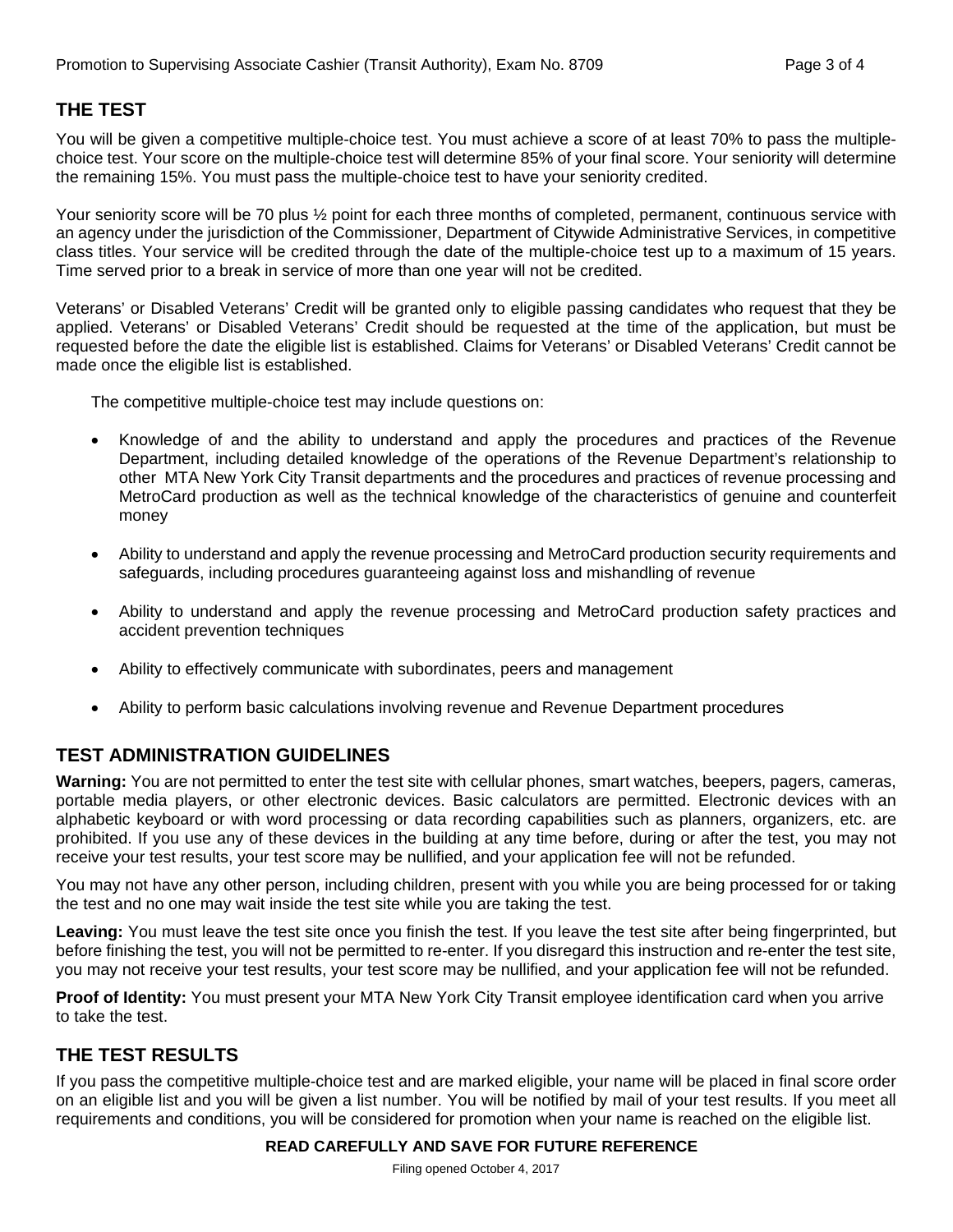## THE TEST

You will be given a competitive multiple-choice test. You must achieve a score of at least 70% to pass the multiple-choice test. Your score on the multiple-choice test will determine 85% of your final score. Your seniority will determine the remaining 15%. You must pass the multiple-choice test to have your seniority credited.

Your seniority score will be 70 plus ½ point for each three months of completed, permanent, continuous service with an agency under the jurisdiction of the Commissioner, Department of Citywide Administrative Services, in competitive class titles. Your service will be credited through the date of the multiple-choice test up to a maximum of 15 years. Time served prior to a break in service of more than one year will not be credited.

Veterans' or Disabled Veterans' Credit will be granted only to eligible passing candidates who request that they be applied. Veterans' or Disabled Veterans' Credit should be requested at the time of the application, but must be requested before the date the eligible list is established. Claims for Veterans' or Disabled Veterans' Credit cannot be made once the eligible list is established.

The competitive multiple-choice test may include questions on:

- Knowledge of and the ability to understand and apply the procedures and practices of the Revenue Department, including detailed knowledge of the operations of the Revenue Department's relationship to other MTA New York City Transit departments and the procedures and practices of revenue processing and MetroCard production as well as the technical knowledge of the characteristics of genuine and counterfeit money
- Ability to understand and apply the revenue processing and MetroCard production security requirements and safeguards, including procedures guaranteeing against loss and mishandling of revenue
- Ability to understand and apply the revenue processing and MetroCard production safety practices and accident prevention techniques
- Ability to effectively communicate with subordinates, peers and management
- Ability to perform basic calculations involving revenue and Revenue Department procedures

## TEST ADMINISTRATION GUIDELINES

**Warning:** You are not permitted to enter the test site with cellular phones, smart watches, beepers, pagers, cameras, portable media players, or other electronic devices. Basic calculators are permitted. Electronic devices with an alphabetic keyboard or with word processing or data recording capabilities such as planners, organizers, etc. are prohibited. If you use any of these devices in the building at any time before, during or after the test, you may not receive your test results, your test score may be nullified, and your application fee will not be refunded.

You may not have any other person, including children, present with you while you are being processed for or taking the test and no one may wait inside the test site while you are taking the test.

**Leaving:** You must leave the test site once you finish the test. If you leave the test site after being fingerprinted, but before finishing the test, you will not be permitted to re-enter. If you disregard this instruction and re-enter the test site, you may not receive your test results, your test score may be nullified, and your application fee will not be refunded.

**Proof of Identity:** You must present your MTA New York City Transit employee identification card when you arrive to take the test.

## THE TEST RESULTS

If you pass the competitive multiple-choice test and are marked eligible, your name will be placed in final score order on an eligible list and you will be given a list number. You will be notified by mail of your test results. If you meet all requirements and conditions, you will be considered for promotion when your name is reached on the eligible list.

**READ CAREFULLY AND SAVE FOR FUTURE REFERENCE**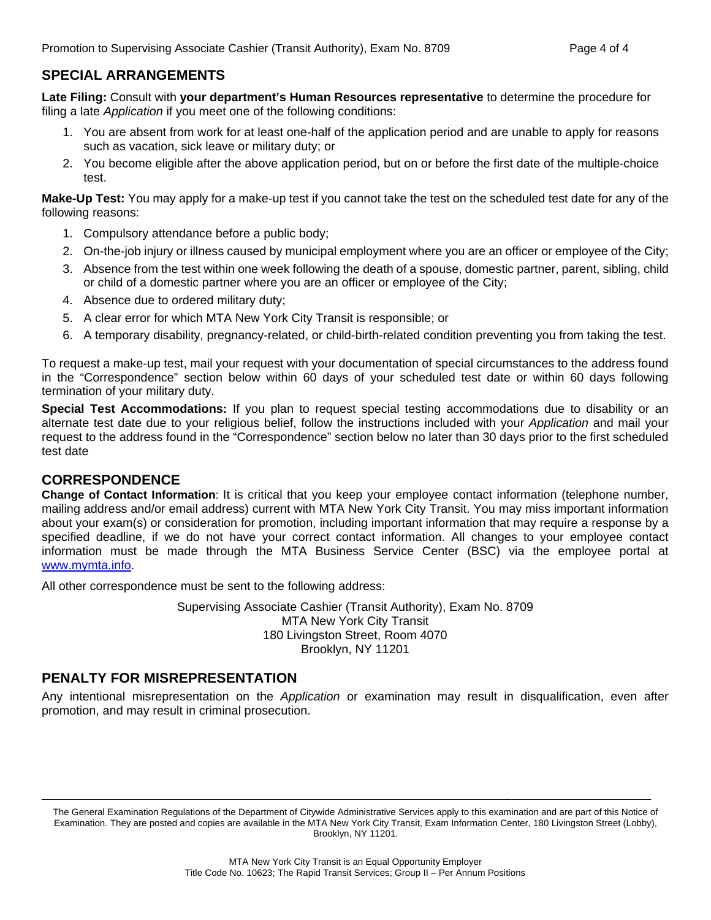## SPECIAL ARRANGEMENTS

**Late Filing:** Consult with **your department's Human Resources representative** to determine the procedure for filing a late *Application* if you meet one of the following conditions:

1. You are absent from work for at least one-half of the application period and are unable to apply for reasons such as vacation, sick leave or military duty; or
2. You become eligible after the above application period, but on or before the first date of the multiple-choice test.

**Make-Up Test:** You may apply for a make-up test if you cannot take the test on the scheduled test date for any of the following reasons:

1. Compulsory attendance before a public body;
2. On-the-job injury or illness caused by municipal employment where you are an officer or employee of the City;
3. Absence from the test within one week following the death of a spouse, domestic partner, parent, sibling, child or child of a domestic partner where you are an officer or employee of the City;
4. Absence due to ordered military duty;
5. A clear error for which MTA New York City Transit is responsible; or
6. A temporary disability, pregnancy-related, or child-birth-related condition preventing you from taking the test.

To request a make-up test, mail your request with your documentation of special circumstances to the address found in the "Correspondence" section below within 60 days of your scheduled test date or within 60 days following termination of your military duty.

**Special Test Accommodations:** If you plan to request special testing accommodations due to disability or an alternate test date due to your religious belief, follow the instructions included with your *Application* and mail your request to the address found in the "Correspondence" section below no later than 30 days prior to the first scheduled test date

## CORRESPONDENCE

**Change of Contact Information**: It is critical that you keep your employee contact information (telephone number, mailing address and/or email address) current with MTA New York City Transit. You may miss important information about your exam(s) or consideration for promotion, including important information that may require a response by a specified deadline, if we do not have your correct contact information. All changes to your employee contact information must be made through the MTA Business Service Center (BSC) via the employee portal at www.mymta.info.

All other correspondence must be sent to the following address:

Supervising Associate Cashier (Transit Authority), Exam No. 8709
MTA New York City Transit
180 Livingston Street, Room 4070
Brooklyn, NY 11201

## PENALTY FOR MISREPRESENTATION

Any intentional misrepresentation on the *Application* or examination may result in disqualification, even after promotion, and may result in criminal prosecution.

---

The General Examination Regulations of the Department of Citywide Administrative Services apply to this examination and are part of this Notice of Examination. They are posted and copies are available in the MTA New York City Transit, Exam Information Center, 180 Livingston Street (Lobby), Brooklyn, NY 11201.

MTA New York City Transit is an Equal Opportunity Employer
Title Code No. 10623; The Rapid Transit Services; Group II – Per Annum Positions